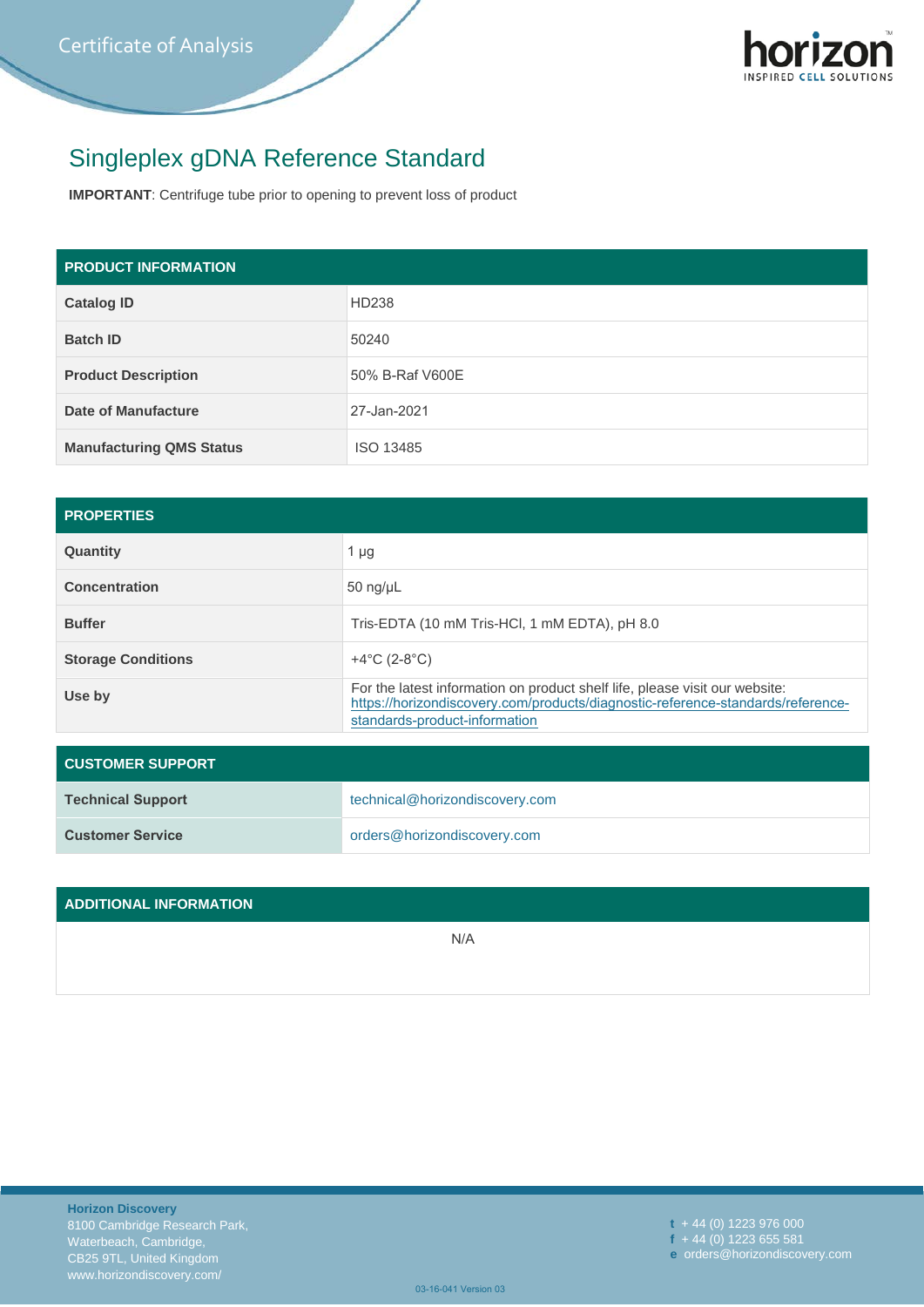Certificate of Analysis

# Singleplex gDNA Reference Standard

**IMPORTANT**: Centrifuge tube prior to opening to prevent loss of product

| PRODUCT INFORMATION | |
|---|---|
| **Catalog ID** | HD238 |
| **Batch ID** | 50240 |
| **Product Description** | 50% B-Raf V600E |
| **Date of Manufacture** | 27-Jan-2021 |
| **Manufacturing QMS Status** | ISO 13485 |

| PROPERTIES | |
|---|---|
| **Quantity** | 1 µg |
| **Concentration** | 50 ng/µL |
| **Buffer** | Tris-EDTA (10 mM Tris-HCl, 1 mM EDTA), pH 8.0 |
| **Storage Conditions** | +4°C (2-8°C) |
| **Use by** | For the latest information on product shelf life, please visit our website: https://horizondiscovery.com/products/diagnostic-reference-standards/reference-standards-product-information |

| CUSTOMER SUPPORT | |
|---|---|
| **Technical Support** | technical@horizondiscovery.com |
| **Customer Service** | orders@horizondiscovery.com |

| ADDITIONAL INFORMATION |
|---|
| N/A |

**Horizon Discovery**
8100 Cambridge Research Park,
Waterbeach, Cambridge,
CB25 9TL, United Kingdom
www.horizondiscovery.com/

**t** + 44 (0) 1223 976 000
**f** + 44 (0) 1223 655 581
**e** orders@horizondiscovery.com

03-16-041 Version 03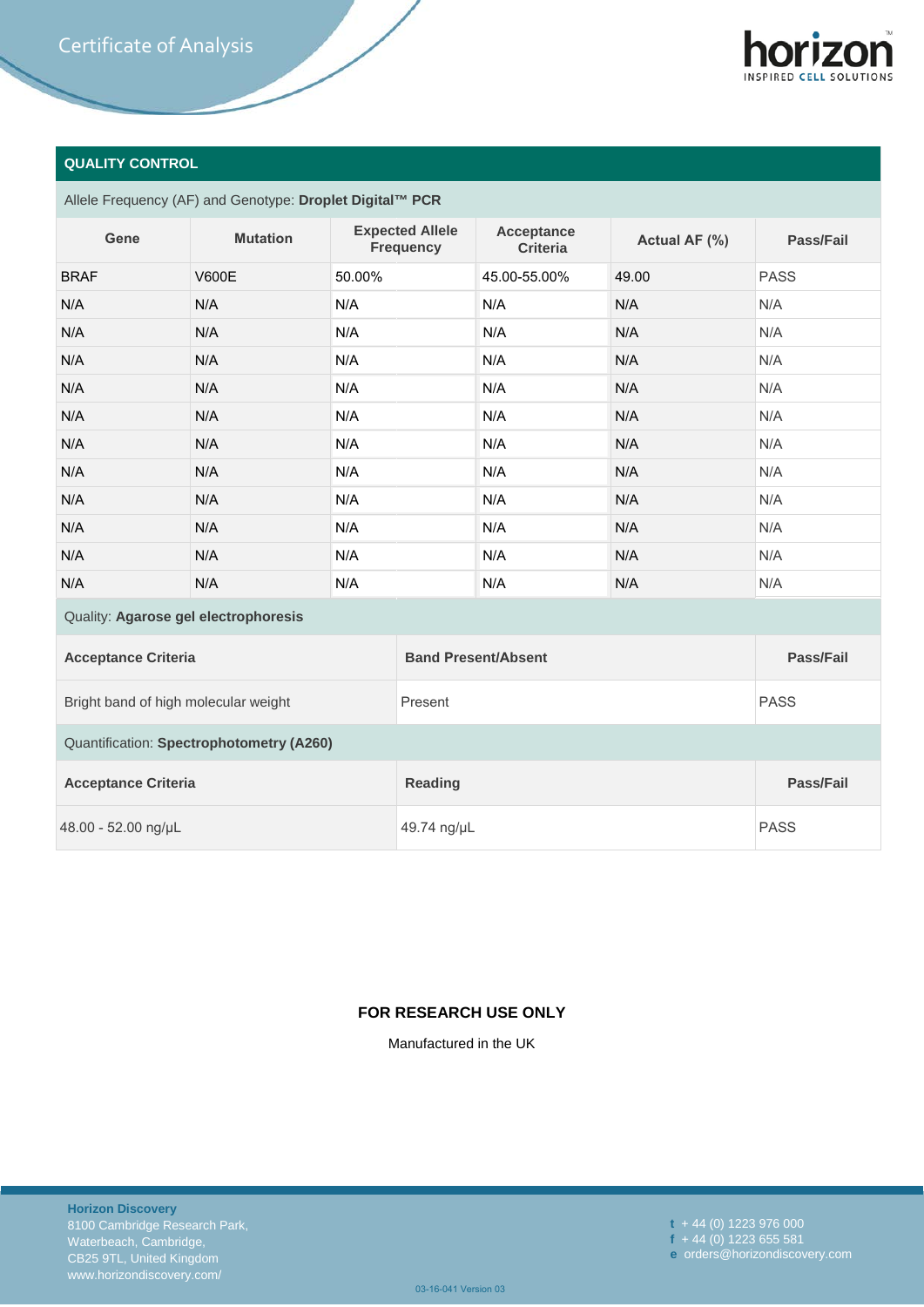## QUALITY CONTROL

Allele Frequency (AF) and Genotype: **Droplet Digital™ PCR**

| Gene | Mutation | Expected Allele Frequency | Acceptance Criteria | Actual AF (%) | Pass/Fail |
|---|---|---|---|---|---|
| BRAF | V600E | 50.00% | 45.00-55.00% | 49.00 | PASS |
| N/A | N/A | N/A | N/A | N/A | N/A |
| N/A | N/A | N/A | N/A | N/A | N/A |
| N/A | N/A | N/A | N/A | N/A | N/A |
| N/A | N/A | N/A | N/A | N/A | N/A |
| N/A | N/A | N/A | N/A | N/A | N/A |
| N/A | N/A | N/A | N/A | N/A | N/A |
| N/A | N/A | N/A | N/A | N/A | N/A |
| N/A | N/A | N/A | N/A | N/A | N/A |
| N/A | N/A | N/A | N/A | N/A | N/A |
| N/A | N/A | N/A | N/A | N/A | N/A |
| N/A | N/A | N/A | N/A | N/A | N/A |

Quality: **Agarose gel electrophoresis**

| Acceptance Criteria | Band Present/Absent | Pass/Fail |
|---|---|---|
| Bright band of high molecular weight | Present | PASS |

Quantification: **Spectrophotometry (A260)**

| Acceptance Criteria | Reading | Pass/Fail |
|---|---|---|
| 48.00 - 52.00 ng/µL | 49.74 ng/µL | PASS |

**FOR RESEARCH USE ONLY**

Manufactured in the UK

**Horizon Discovery**
8100 Cambridge Research Park,
Waterbeach, Cambridge,
CB25 9TL, United Kingdom
www.horizondiscovery.com/

t + 44 (0) 1223 976 000
f + 44 (0) 1223 655 581
e orders@horizondiscovery.com

03-16-041 Version 03